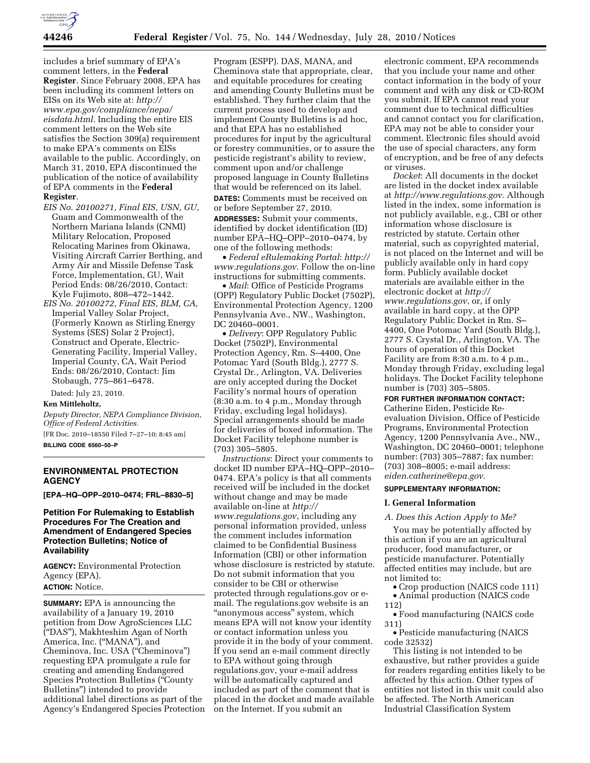includes a brief summary of EPA's comment letters, in the **Federal Register**. Since February 2008, EPA has been including its comment letters on EISs on its Web site at: *http://www.epa.gov/compliance/nepa/eisdata.html*. Including the entire EIS comment letters on the Web site satisfies the Section 309(a) requirement to make EPA's comments on EISs available to the public. Accordingly, on March 31, 2010, EPA discontinued the publication of the notice of availability of EPA comments in the **Federal Register**.

*EIS No. 20100271, Final EIS, USN, GU,* Guam and Commonwealth of the Northern Mariana Islands (CNMI) Military Relocation, Proposed Relocating Marines from Okinawa, Visiting Aircraft Carrier Berthing, and Army Air and Missile Defense Task Force, Implementation, GU, Wait Period Ends: 08/26/2010, Contact: Kyle Fujimoto, 808–472–1442.

*EIS No. 20100272, Final EIS, BLM, CA,* Imperial Valley Solar Project, (Formerly Known as Stirling Energy Systems (SES) Solar 2 Project), Construct and Operate, Electric-Generating Facility, Imperial Valley, Imperial County, CA, Wait Period Ends: 08/26/2010, Contact: Jim Stobaugh, 775–861–6478.

Dated: July 23, 2010.

**Ken Mittleholtz,**

*Deputy Director, NEPA Compliance Division, Office of Federal Activities.*

[FR Doc. 2010–18550 Filed 7–27–10; 8:45 am]

**BILLING CODE 6560–50–P**

## ENVIRONMENTAL PROTECTION AGENCY

**[EPA–HQ–OPP–2010–0474; FRL–8830–5]**

### Petition For Rulemaking to Establish Procedures For The Creation and Amendment of Endangered Species Protection Bulletins; Notice of Availability

**AGENCY:** Environmental Protection Agency (EPA).

**ACTION:** Notice.

**SUMMARY:** EPA is announcing the availability of a January 19, 2010 petition from Dow AgroSciences LLC ("DAS"), Makhteshim Agan of North America, Inc. ("MANA"), and Cheminova, Inc. USA ("Cheminova") requesting EPA promulgate a rule for creating and amending Endangered Species Protection Bulletins ("County Bulletins") intended to provide additional label directions as part of the Agency's Endangered Species Protection Program (ESPP). DAS, MANA, and Cheminova state that appropriate, clear, and equitable procedures for creating and amending County Bulletins must be established. They further claim that the current process used to develop and implement County Bulletins is ad hoc, and that EPA has no established procedures for input by the agricultural or forestry communities, or to assure the pesticide registrant's ability to review, comment upon and/or challenge proposed language in County Bulletins that would be referenced on its label.

**DATES:** Comments must be received on or before September 27, 2010.

**ADDRESSES:** Submit your comments, identified by docket identification (ID) number EPA–HQ–OPP–2010–0474, by one of the following methods:

- *Federal eRulemaking Portal*: *http://www.regulations.gov*. Follow the on-line instructions for submitting comments.
- *Mail*: Office of Pesticide Programs (OPP) Regulatory Public Docket (7502P), Environmental Protection Agency, 1200 Pennsylvania Ave., NW., Washington, DC 20460–0001.
- *Delivery*: OPP Regulatory Public Docket (7502P), Environmental Protection Agency, Rm. S–4400, One Potomac Yard (South Bldg.), 2777 S. Crystal Dr., Arlington, VA. Deliveries are only accepted during the Docket Facility's normal hours of operation (8:30 a.m. to 4 p.m., Monday through Friday, excluding legal holidays). Special arrangements should be made for deliveries of boxed information. The Docket Facility telephone number is (703) 305–5805.

*Instructions*: Direct your comments to docket ID number EPA–HQ–OPP–2010–0474. EPA's policy is that all comments received will be included in the docket without change and may be made available on-line at *http://www.regulations.gov*, including any personal information provided, unless the comment includes information claimed to be Confidential Business Information (CBI) or other information whose disclosure is restricted by statute. Do not submit information that you consider to be CBI or otherwise protected through regulations.gov or e-mail. The regulations.gov website is an "anonymous access" system, which means EPA will not know your identity or contact information unless you provide it in the body of your comment. If you send an e-mail comment directly to EPA without going through regulations.gov, your e-mail address will be automatically captured and included as part of the comment that is placed in the docket and made available on the Internet. If you submit an electronic comment, EPA recommends that you include your name and other contact information in the body of your comment and with any disk or CD-ROM you submit. If EPA cannot read your comment due to technical difficulties and cannot contact you for clarification, EPA may not be able to consider your comment. Electronic files should avoid the use of special characters, any form of encryption, and be free of any defects or viruses.

*Docket*: All documents in the docket are listed in the docket index available at *http://www.regulations.gov*. Although listed in the index, some information is not publicly available, e.g., CBI or other information whose disclosure is restricted by statute. Certain other material, such as copyrighted material, is not placed on the Internet and will be publicly available only in hard copy form. Publicly available docket materials are available either in the electronic docket at *http://www.regulations.gov*, or, if only available in hard copy, at the OPP Regulatory Public Docket in Rm. S–4400, One Potomac Yard (South Bldg.), 2777 S. Crystal Dr., Arlington, VA. The hours of operation of this Docket Facility are from 8:30 a.m. to 4 p.m., Monday through Friday, excluding legal holidays. The Docket Facility telephone number is (703) 305–5805.

**FOR FURTHER INFORMATION CONTACT:** Catherine Eiden, Pesticide Re-evaluation Division, Office of Pesticide Programs, Environmental Protection Agency, 1200 Pennsylvania Ave., NW., Washington, DC 20460–0001; telephone number: (703) 305–7887; fax number: (703) 308–8005; e-mail address: *eiden.catherine@epa.gov*.

**SUPPLEMENTARY INFORMATION:**

### I. General Information

*A. Does this Action Apply to Me?*

You may be potentially affected by this action if you are an agricultural producer, food manufacturer, or pesticide manufacturer. Potentially affected entities may include, but are not limited to:

- Crop production (NAICS code 111)
- Animal production (NAICS code 112)
- Food manufacturing (NAICS code 311)
- Pesticide manufacturing (NAICS code 32532)

This listing is not intended to be exhaustive, but rather provides a guide for readers regarding entities likely to be affected by this action. Other types of entities not listed in this unit could also be affected. The North American Industrial Classification System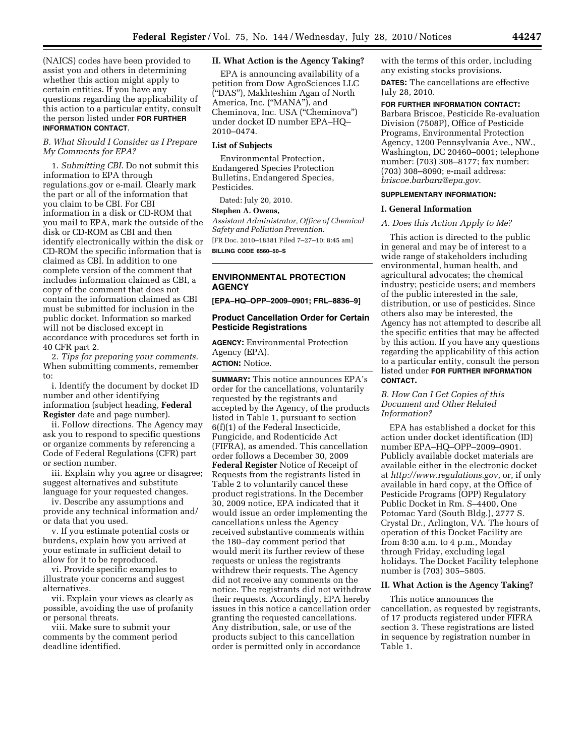(NAICS) codes have been provided to assist you and others in determining whether this action might apply to certain entities. If you have any questions regarding the applicability of this action to a particular entity, consult the person listed under **FOR FURTHER INFORMATION CONTACT**.

*B. What Should I Consider as I Prepare My Comments for EPA?*

1. *Submitting CBI*. Do not submit this information to EPA through regulations.gov or e-mail. Clearly mark the part or all of the information that you claim to be CBI. For CBI information in a disk or CD-ROM that you mail to EPA, mark the outside of the disk or CD-ROM as CBI and then identify electronically within the disk or CD-ROM the specific information that is claimed as CBI. In addition to one complete version of the comment that includes information claimed as CBI, a copy of the comment that does not contain the information claimed as CBI must be submitted for inclusion in the public docket. Information so marked will not be disclosed except in accordance with procedures set forth in 40 CFR part 2.

2. *Tips for preparing your comments*. When submitting comments, remember to:

i. Identify the document by docket ID number and other identifying information (subject heading, **Federal Register** date and page number).

ii. Follow directions. The Agency may ask you to respond to specific questions or organize comments by referencing a Code of Federal Regulations (CFR) part or section number.

iii. Explain why you agree or disagree; suggest alternatives and substitute language for your requested changes.

iv. Describe any assumptions and provide any technical information and/or data that you used.

v. If you estimate potential costs or burdens, explain how you arrived at your estimate in sufficient detail to allow for it to be reproduced.

vi. Provide specific examples to illustrate your concerns and suggest alternatives.

vii. Explain your views as clearly as possible, avoiding the use of profanity or personal threats.

viii. Make sure to submit your comments by the comment period deadline identified.

**II. What Action is the Agency Taking?**

EPA is announcing availability of a petition from Dow AgroSciences LLC ("DAS"), Makhteshim Agan of North America, Inc. ("MANA"), and Cheminova, Inc. USA ("Cheminova") under docket ID number EPA–HQ–2010–0474.

**List of Subjects**

Environmental Protection, Endangered Species Protection Bulletins, Endangered Species, Pesticides.

Dated: July 20, 2010.

**Stephen A. Owens,**

*Assistant Administrator, Office of Chemical Safety and Pollution Prevention.*

[FR Doc. 2010–18381 Filed 7–27–10; 8:45 am]

**BILLING CODE 6560–50–S**

---

## ENVIRONMENTAL PROTECTION AGENCY

**[EPA–HQ–OPP–2009–0901; FRL–8836–9]**

## Product Cancellation Order for Certain Pesticide Registrations

**AGENCY:** Environmental Protection Agency (EPA).

**ACTION:** Notice.

**SUMMARY:** This notice announces EPA's order for the cancellations, voluntarily requested by the registrants and accepted by the Agency, of the products listed in Table 1, pursuant to section 6(f)(1) of the Federal Insecticide, Fungicide, and Rodenticide Act (FIFRA), as amended. This cancellation order follows a December 30, 2009 **Federal Register** Notice of Receipt of Requests from the registrants listed in Table 2 to voluntarily cancel these product registrations. In the December 30, 2009 notice, EPA indicated that it would issue an order implementing the cancellations unless the Agency received substantive comments within the 180–day comment period that would merit its further review of these requests or unless the registrants withdrew their requests. The Agency did not receive any comments on the notice. The registrants did not withdraw their requests. Accordingly, EPA hereby issues in this notice a cancellation order granting the requested cancellations. Any distribution, sale, or use of the products subject to this cancellation order is permitted only in accordance with the terms of this order, including any existing stocks provisions.

**DATES:** The cancellations are effective July 28, 2010.

**FOR FURTHER INFORMATION CONTACT:** Barbara Briscoe, Pesticide Re-evaluation Division (7508P), Office of Pesticide Programs, Environmental Protection Agency, 1200 Pennsylvania Ave., NW., Washington, DC 20460–0001; telephone number: (703) 308–8177; fax number: (703) 308–8090; e-mail address: *briscoe.barbara@epa.gov*.

**SUPPLEMENTARY INFORMATION:**

**I. General Information**

*A. Does this Action Apply to Me?*

This action is directed to the public in general and may be of interest to a wide range of stakeholders including environmental, human health, and agricultural advocates; the chemical industry; pesticide users; and members of the public interested in the sale, distribution, or use of pesticides. Since others also may be interested, the Agency has not attempted to describe all the specific entities that may be affected by this action. If you have any questions regarding the applicability of this action to a particular entity, consult the person listed under **FOR FURTHER INFORMATION CONTACT.**

*B. How Can I Get Copies of this Document and Other Related Information?*

EPA has established a docket for this action under docket identification (ID) number EPA–HQ–OPP–2009–0901. Publicly available docket materials are available either in the electronic docket at *http://www.regulations.gov*, or, if only available in hard copy, at the Office of Pesticide Programs (OPP) Regulatory Public Docket in Rm. S–4400, One Potomac Yard (South Bldg.), 2777 S. Crystal Dr., Arlington, VA. The hours of operation of this Docket Facility are from 8:30 a.m. to 4 p.m., Monday through Friday, excluding legal holidays. The Docket Facility telephone number is (703) 305–5805.

**II. What Action is the Agency Taking?**

This notice announces the cancellation, as requested by registrants, of 17 products registered under FIFRA section 3. These registrations are listed in sequence by registration number in Table 1.